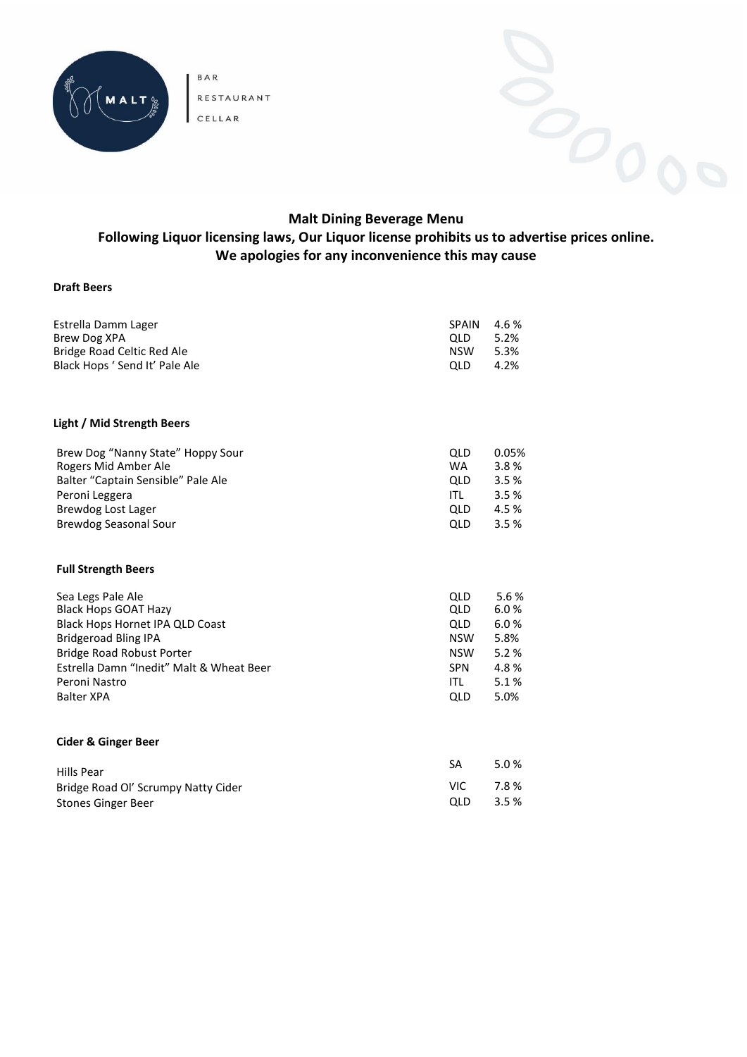MALT

BAR
RESTAURANT
CELLAR

## Malt Dining Beverage Menu

### Following Liquor licensing laws, Our Liquor license prohibits us to advertise prices online. We apologies for any inconvenience this may cause

**Draft Beers**

| | | |
|---|---|---|
| Estrella Damm Lager | SPAIN | 4.6 % |
| Brew Dog XPA | QLD | 5.2% |
| Bridge Road Celtic Red Ale | NSW | 5.3% |
| Black Hops ' Send It' Pale Ale | QLD | 4.2% |

**Light / Mid Strength Beers**

| | | |
|---|---|---|
| Brew Dog "Nanny State" Hoppy Sour | QLD | 0.05% |
| Rogers Mid Amber Ale | WA | 3.8 % |
| Balter "Captain Sensible" Pale Ale | QLD | 3.5 % |
| Peroni Leggera | ITL | 3.5 % |
| Brewdog Lost Lager | QLD | 4.5 % |
| Brewdog Seasonal Sour | QLD | 3.5 % |

**Full Strength Beers**

| | | |
|---|---|---|
| Sea Legs Pale Ale | QLD | 5.6 % |
| Black Hops GOAT Hazy | QLD | 6.0 % |
| Black Hops Hornet IPA QLD Coast | QLD | 6.0 % |
| Bridgeroad Bling IPA | NSW | 5.8% |
| Bridge Road Robust Porter | NSW | 5.2 % |
| Estrella Damn "Inedit" Malt & Wheat Beer | SPN | 4.8 % |
| Peroni Nastro | ITL | 5.1 % |
| Balter XPA | QLD | 5.0% |

**Cider & Ginger Beer**

| | | |
|---|---|---|
| Hills Pear | SA | 5.0 % |
| Bridge Road Ol' Scrumpy Natty Cider | VIC | 7.8 % |
| Stones Ginger Beer | QLD | 3.5 % |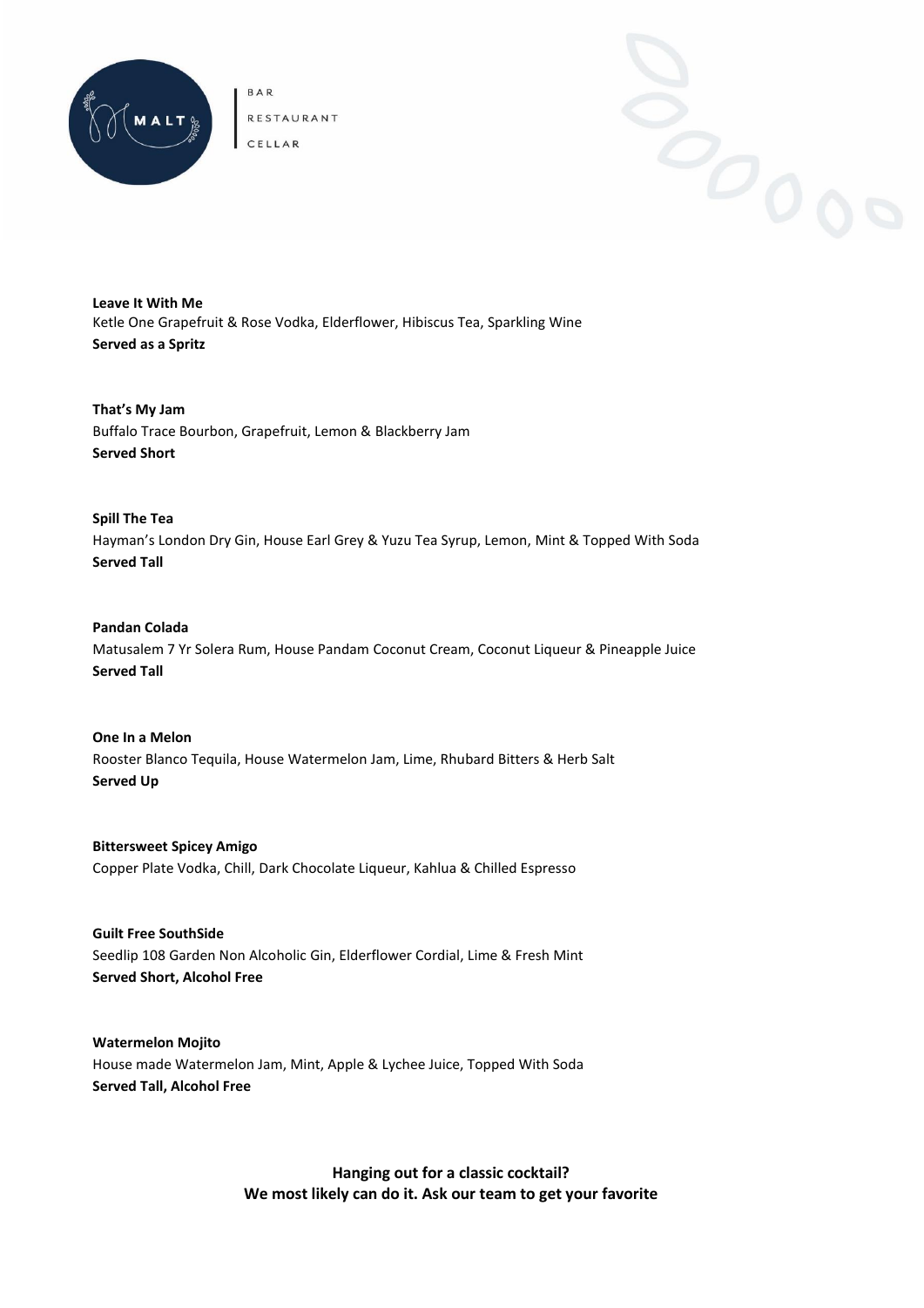**Leave It With Me**
Ketle One Grapefruit & Rose Vodka, Elderflower, Hibiscus Tea, Sparkling Wine
**Served as a Spritz**

**That's My Jam**
Buffalo Trace Bourbon, Grapefruit, Lemon & Blackberry Jam
**Served Short**

**Spill The Tea**
Hayman's London Dry Gin, House Earl Grey & Yuzu Tea Syrup, Lemon, Mint & Topped With Soda
**Served Tall**

**Pandan Colada**
Matusalem 7 Yr Solera Rum, House Pandam Coconut Cream, Coconut Liqueur & Pineapple Juice
**Served Tall**

**One In a Melon**
Rooster Blanco Tequila, House Watermelon Jam, Lime, Rhubard Bitters & Herb Salt
**Served Up**

**Bittersweet Spicey Amigo**
Copper Plate Vodka, Chill, Dark Chocolate Liqueur, Kahlua & Chilled Espresso

**Guilt Free SouthSide**
Seedlip 108 Garden Non Alcoholic Gin, Elderflower Cordial, Lime & Fresh Mint
**Served Short, Alcohol Free**

**Watermelon Mojito**
House made Watermelon Jam, Mint, Apple & Lychee Juice, Topped With Soda
**Served Tall, Alcohol Free**

**Hanging out for a classic cocktail?**
**We most likely can do it. Ask our team to get your favorite**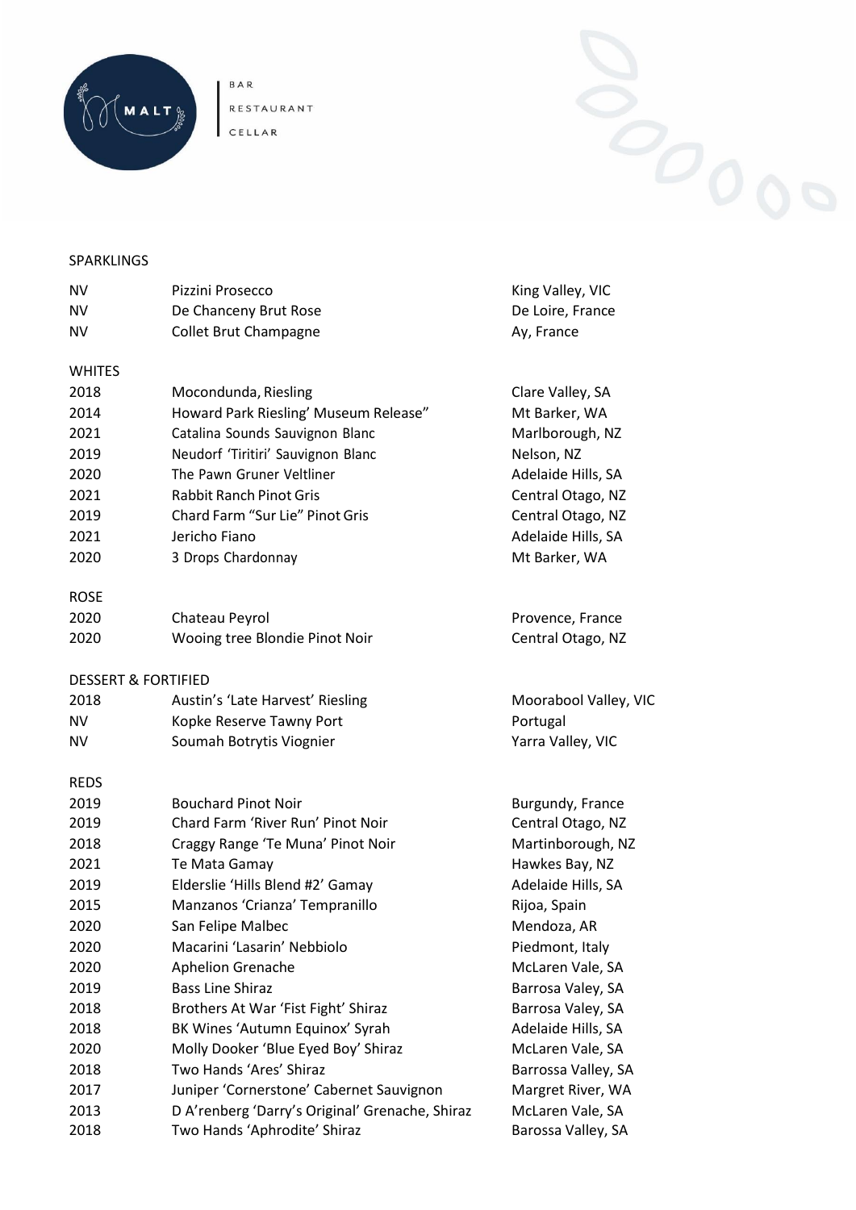BAR
RESTAURANT
CELLAR

## SPARKLINGS

| | | |
|---|---|---|
| NV | Pizzini Prosecco | King Valley, VIC |
| NV | De Chanceny Brut Rose | De Loire, France |
| NV | Collet Brut Champagne | Ay, France |

## WHITES

| | | |
|---|---|---|
| 2018 | Mocondunda, Riesling | Clare Valley, SA |
| 2014 | Howard Park Riesling' Museum Release" | Mt Barker, WA |
| 2021 | Catalina Sounds Sauvignon Blanc | Marlborough, NZ |
| 2019 | Neudorf 'Tiritiri' Sauvignon Blanc | Nelson, NZ |
| 2020 | The Pawn Gruner Veltliner | Adelaide Hills, SA |
| 2021 | Rabbit Ranch Pinot Gris | Central Otago, NZ |
| 2019 | Chard Farm "Sur Lie" Pinot Gris | Central Otago, NZ |
| 2021 | Jericho Fiano | Adelaide Hills, SA |
| 2020 | 3 Drops Chardonnay | Mt Barker, WA |

## ROSE

| | | |
|---|---|---|
| 2020 | Chateau Peyrol | Provence, France |
| 2020 | Wooing tree Blondie Pinot Noir | Central Otago, NZ |

## DESSERT & FORTIFIED

| | | |
|---|---|---|
| 2018 | Austin's 'Late Harvest' Riesling | Moorabool Valley, VIC |
| NV | Kopke Reserve Tawny Port | Portugal |
| NV | Soumah Botrytis Viognier | Yarra Valley, VIC |

## REDS

| | | |
|---|---|---|
| 2019 | Bouchard Pinot Noir | Burgundy, France |
| 2019 | Chard Farm 'River Run' Pinot Noir | Central Otago, NZ |
| 2018 | Craggy Range 'Te Muna' Pinot Noir | Martinborough, NZ |
| 2021 | Te Mata Gamay | Hawkes Bay, NZ |
| 2019 | Elderslie 'Hills Blend #2' Gamay | Adelaide Hills, SA |
| 2015 | Manzanos 'Crianza' Tempranillo | Rijoa, Spain |
| 2020 | San Felipe Malbec | Mendoza, AR |
| 2020 | Macarini 'Lasarin' Nebbiolo | Piedmont, Italy |
| 2020 | Aphelion Grenache | McLaren Vale, SA |
| 2019 | Bass Line Shiraz | Barrosa Valey, SA |
| 2018 | Brothers At War 'Fist Fight' Shiraz | Barrosa Valey, SA |
| 2018 | BK Wines 'Autumn Equinox' Syrah | Adelaide Hills, SA |
| 2020 | Molly Dooker 'Blue Eyed Boy' Shiraz | McLaren Vale, SA |
| 2018 | Two Hands 'Ares' Shiraz | Barrossa Valley, SA |
| 2017 | Juniper 'Cornerstone' Cabernet Sauvignon | Margret River, WA |
| 2013 | D A'renberg 'Darry's Original' Grenache, Shiraz | McLaren Vale, SA |
| 2018 | Two Hands 'Aphrodite' Shiraz | Barossa Valley, SA |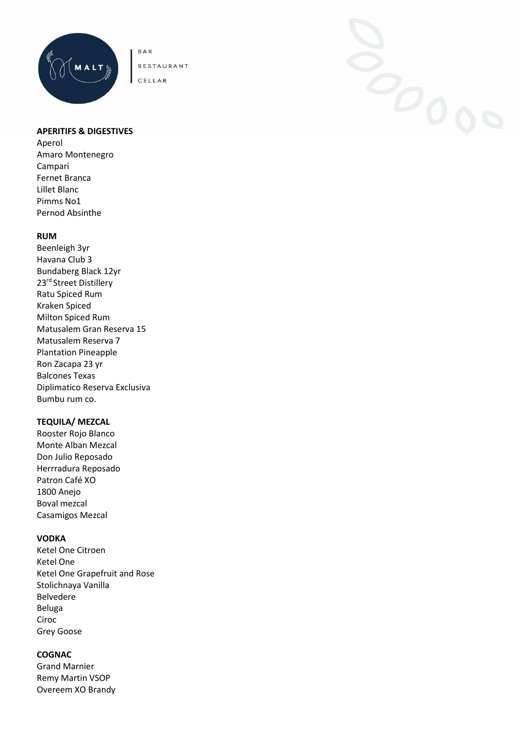**APERITIFS & DIGESTIVES**
Aperol
Amaro Montenegro
Campari
Fernet Branca
Lillet Blanc
Pimms No1
Pernod Absinthe

**RUM**
Beenleigh 3yr
Havana Club 3
Bundaberg Black 12yr
23rd Street Distillery
Ratu Spiced Rum
Kraken Spiced
Milton Spiced Rum
Matusalem Gran Reserva 15
Matusalem Reserva 7
Plantation Pineapple
Ron Zacapa 23 yr
Balcones Texas
Diplimatico Reserva Exclusiva
Bumbu rum co.

**TEQUILA/ MEZCAL**
Rooster Rojo Blanco
Monte Alban Mezcal
Don Julio Reposado
Herrradura Reposado
Patron Café XO
1800 Anejo
Boval mezcal
Casamigos Mezcal

**VODKA**
Ketel One Citroen
Ketel One
Ketel One Grapefruit and Rose
Stolichnaya Vanilla
Belvedere
Beluga
Ciroc
Grey Goose

**COGNAC**
Grand Marnier
Remy Martin VSOP
Overeem XO Brandy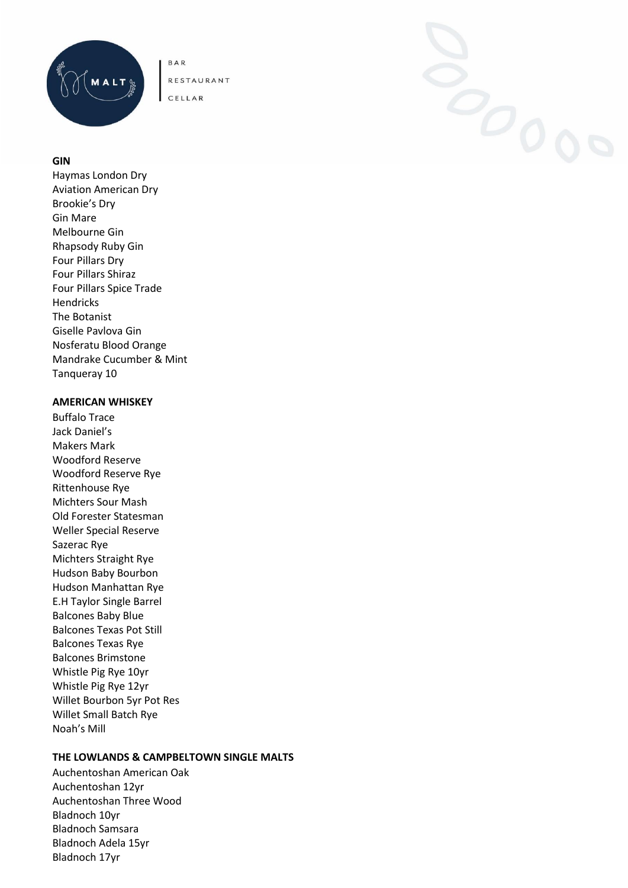## GIN

Haymas London Dry
Aviation American Dry
Brookie's Dry
Gin Mare
Melbourne Gin
Rhapsody Ruby Gin
Four Pillars Dry
Four Pillars Shiraz
Four Pillars Spice Trade
Hendricks
The Botanist
Giselle Pavlova Gin
Nosferatu Blood Orange
Mandrake Cucumber & Mint
Tanqueray 10

## AMERICAN WHISKEY

Buffalo Trace
Jack Daniel's
Makers Mark
Woodford Reserve
Woodford Reserve Rye
Rittenhouse Rye
Michters Sour Mash
Old Forester Statesman
Weller Special Reserve
Sazerac Rye
Michters Straight Rye
Hudson Baby Bourbon
Hudson Manhattan Rye
E.H Taylor Single Barrel
Balcones Baby Blue
Balcones Texas Pot Still
Balcones Texas Rye
Balcones Brimstone
Whistle Pig Rye 10yr
Whistle Pig Rye 12yr
Willet Bourbon 5yr Pot Res
Willet Small Batch Rye
Noah's Mill

## THE LOWLANDS & CAMPBELTOWN SINGLE MALTS

Auchentoshan American Oak
Auchentoshan 12yr
Auchentoshan Three Wood
Bladnoch 10yr
Bladnoch Samsara
Bladnoch Adela 15yr
Bladnoch 17yr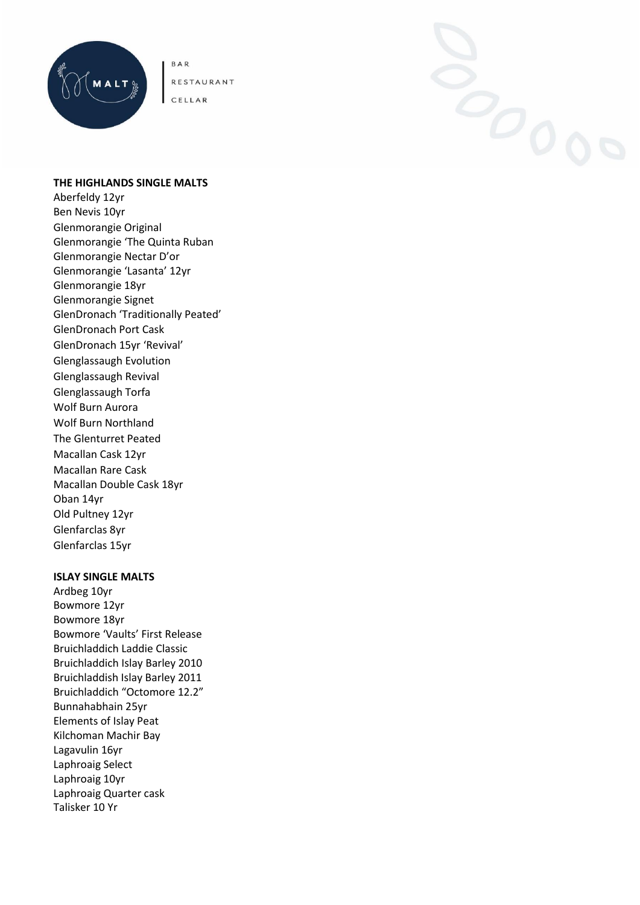## THE HIGHLANDS SINGLE MALTS

Aberfeldy 12yr
Ben Nevis 10yr
Glenmorangie Original
Glenmorangie 'The Quinta Ruban
Glenmorangie Nectar D'or
Glenmorangie 'Lasanta' 12yr
Glenmorangie 18yr
Glenmorangie Signet
GlenDronach 'Traditionally Peated'
GlenDronach Port Cask
GlenDronach 15yr 'Revival'
Glenglassaugh Evolution
Glenglassaugh Revival
Glenglassaugh Torfa
Wolf Burn Aurora
Wolf Burn Northland
The Glenturret Peated
Macallan Cask 12yr
Macallan Rare Cask
Macallan Double Cask 18yr
Oban 14yr
Old Pultney 12yr
Glenfarclas 8yr
Glenfarclas 15yr

## ISLAY SINGLE MALTS

Ardbeg 10yr
Bowmore 12yr
Bowmore 18yr
Bowmore 'Vaults' First Release
Bruichladdich Laddie Classic
Bruichladdich Islay Barley 2010
Bruichladdish Islay Barley 2011
Bruichladdich "Octomore 12.2"
Bunnahabhain 25yr
Elements of Islay Peat
Kilchoman Machir Bay
Lagavulin 16yr
Laphroaig Select
Laphroaig 10yr
Laphroaig Quarter cask
Talisker 10 Yr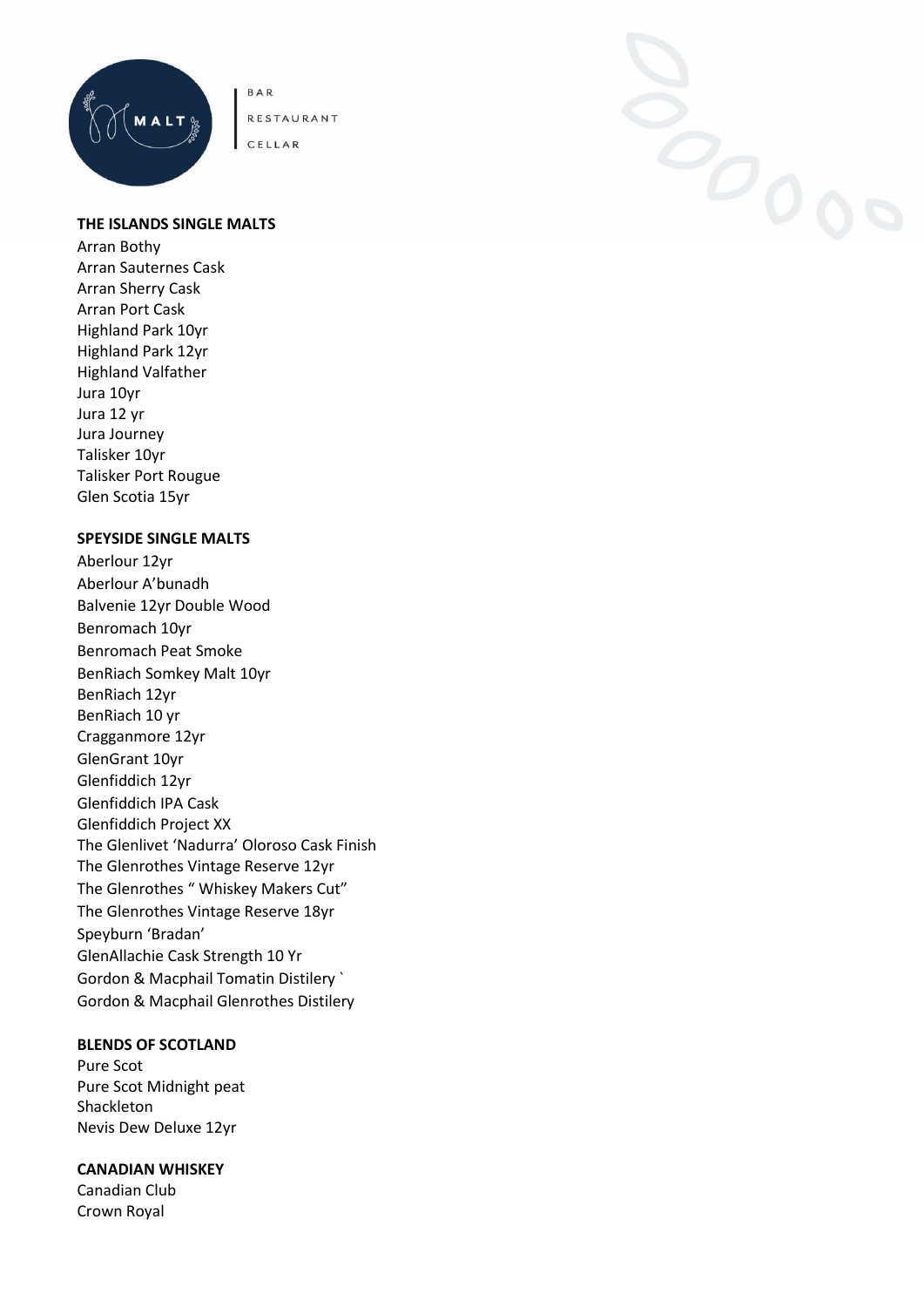## THE ISLANDS SINGLE MALTS

Arran Bothy
Arran Sauternes Cask
Arran Sherry Cask
Arran Port Cask
Highland Park 10yr
Highland Park 12yr
Highland Valfather
Jura 10yr
Jura 12 yr
Jura Journey
Talisker 10yr
Talisker Port Rougue
Glen Scotia 15yr

## SPEYSIDE SINGLE MALTS

Aberlour 12yr
Aberlour A'bunadh
Balvenie 12yr Double Wood
Benromach 10yr
Benromach Peat Smoke
BenRiach Somkey Malt 10yr
BenRiach 12yr
BenRiach 10 yr
Cragganmore 12yr
GlenGrant 10yr
Glenfiddich 12yr
Glenfiddich IPA Cask
Glenfiddich Project XX
The Glenlivet 'Nadurra' Oloroso Cask Finish
The Glenrothes Vintage Reserve 12yr
The Glenrothes " Whiskey Makers Cut"
The Glenrothes Vintage Reserve 18yr
Speyburn 'Bradan'
GlenAllachie Cask Strength 10 Yr
Gordon & Macphail Tomatin Distilery `
Gordon & Macphail Glenrothes Distilery

## BLENDS OF SCOTLAND

Pure Scot
Pure Scot Midnight peat
Shackleton
Nevis Dew Deluxe 12yr

## CANADIAN WHISKEY

Canadian Club
Crown Royal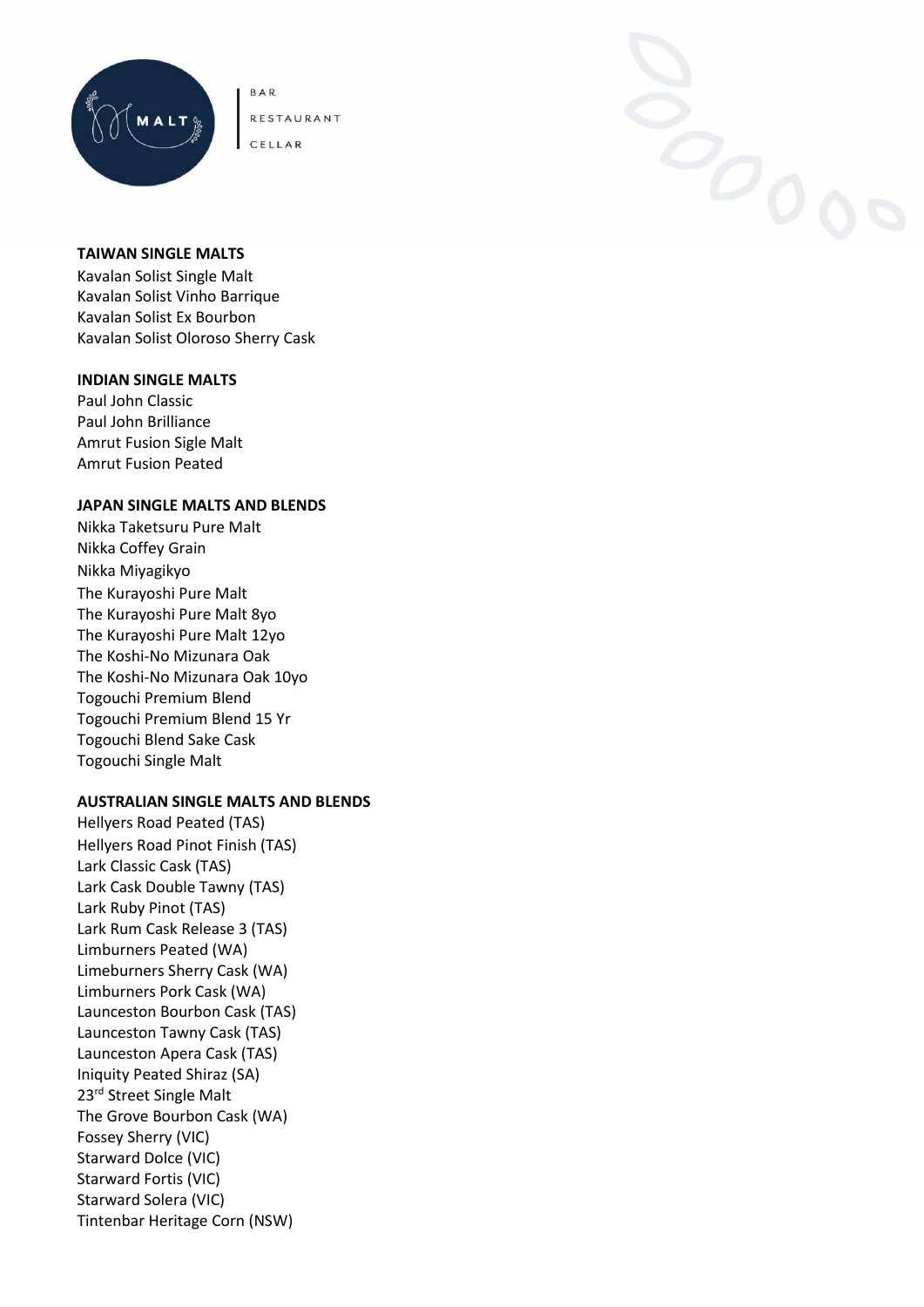## TAIWAN SINGLE MALTS

Kavalan Solist Single Malt
Kavalan Solist Vinho Barrique
Kavalan Solist Ex Bourbon
Kavalan Solist Oloroso Sherry Cask

## INDIAN SINGLE MALTS

Paul John Classic
Paul John Brilliance
Amrut Fusion Sigle Malt
Amrut Fusion Peated

## JAPAN SINGLE MALTS AND BLENDS

Nikka Taketsuru Pure Malt
Nikka Coffey Grain
Nikka Miyagikyo
The Kurayoshi Pure Malt
The Kurayoshi Pure Malt 8yo
The Kurayoshi Pure Malt 12yo
The Koshi-No Mizunara Oak
The Koshi-No Mizunara Oak 10yo
Togouchi Premium Blend
Togouchi Premium Blend 15 Yr
Togouchi Blend Sake Cask
Togouchi Single Malt

## AUSTRALIAN SINGLE MALTS AND BLENDS

Hellyers Road Peated (TAS)
Hellyers Road Pinot Finish (TAS)
Lark Classic Cask (TAS)
Lark Cask Double Tawny (TAS)
Lark Ruby Pinot (TAS)
Lark Rum Cask Release 3 (TAS)
Limburners Peated (WA)
Limeburners Sherry Cask (WA)
Limburners Pork Cask (WA)
Launceston Bourbon Cask (TAS)
Launceston Tawny Cask (TAS)
Launceston Apera Cask (TAS)
Iniquity Peated Shiraz (SA)
23rd Street Single Malt
The Grove Bourbon Cask (WA)
Fossey Sherry (VIC)
Starward Dolce (VIC)
Starward Fortis (VIC)
Starward Solera (VIC)
Tintenbar Heritage Corn (NSW)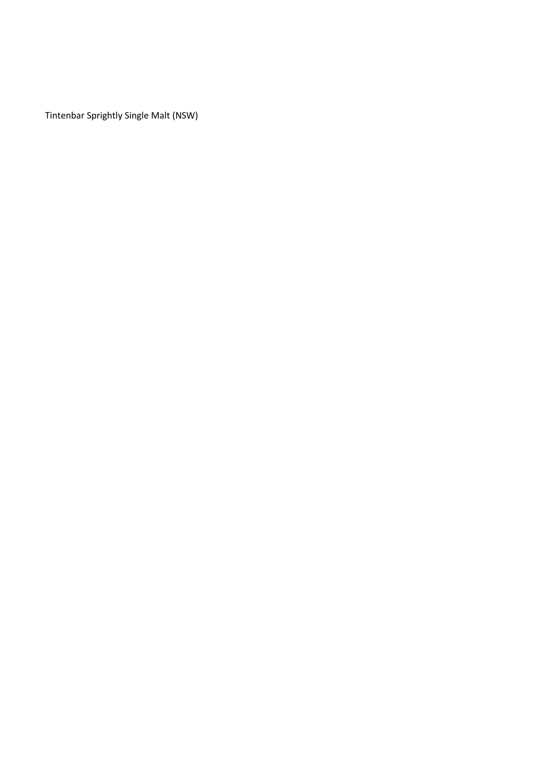Tintenbar Sprightly Single Malt (NSW)